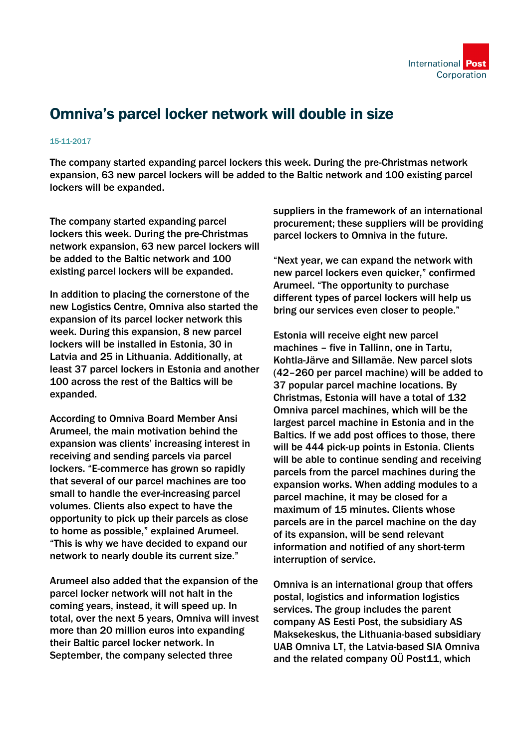# Omniva's parcel locker network will double in size

15-11-2017

The company started expanding parcel lockers this week. During the pre-Christmas network expansion, 63 new parcel lockers will be added to the Baltic network and 100 existing parcel lockers will be expanded.

The company started expanding parcel lockers this week. During the pre-Christmas network expansion, 63 new parcel lockers will be added to the Baltic network and 100 existing parcel lockers will be expanded.

In addition to placing the cornerstone of the new Logistics Centre, Omniva also started the expansion of its parcel locker network this week. During this expansion, 8 new parcel lockers will be installed in Estonia, 30 in Latvia and 25 in Lithuania. Additionally, at least 37 parcel lockers in Estonia and another 100 across the rest of the Baltics will be expanded.

According to Omniva Board Member Ansi Arumeel, the main motivation behind the expansion was clients' increasing interest in receiving and sending parcels via parcel lockers. "E-commerce has grown so rapidly that several of our parcel machines are too small to handle the ever-increasing parcel volumes. Clients also expect to have the opportunity to pick up their parcels as close to home as possible," explained Arumeel. "This is why we have decided to expand our network to nearly double its current size."

Arumeel also added that the expansion of the parcel locker network will not halt in the coming years, instead, it will speed up. In total, over the next 5 years, Omniva will invest more than 20 million euros into expanding their Baltic parcel locker network. In September, the company selected three suppliers in the framework of an international procurement; these suppliers will be providing parcel lockers to Omniva in the future.

"Next year, we can expand the network with new parcel lockers even quicker," confirmed Arumeel. "The opportunity to purchase different types of parcel lockers will help us bring our services even closer to people."

Estonia will receive eight new parcel machines – five in Tallinn, one in Tartu, Kohtla-Järve and Sillamäe. New parcel slots (42–260 per parcel machine) will be added to 37 popular parcel machine locations. By Christmas, Estonia will have a total of 132 Omniva parcel machines, which will be the largest parcel machine in Estonia and in the Baltics. If we add post offices to those, there will be 444 pick-up points in Estonia. Clients will be able to continue sending and receiving parcels from the parcel machines during the expansion works. When adding modules to a parcel machine, it may be closed for a maximum of 15 minutes. Clients whose parcels are in the parcel machine on the day of its expansion, will be send relevant information and notified of any short-term interruption of service.

Omniva is an international group that offers postal, logistics and information logistics services. The group includes the parent company AS Eesti Post, the subsidiary AS Maksekeskus, the Lithuania-based subsidiary UAB Omniva LT, the Latvia-based SIA Omniva and the related company OÜ Post11, which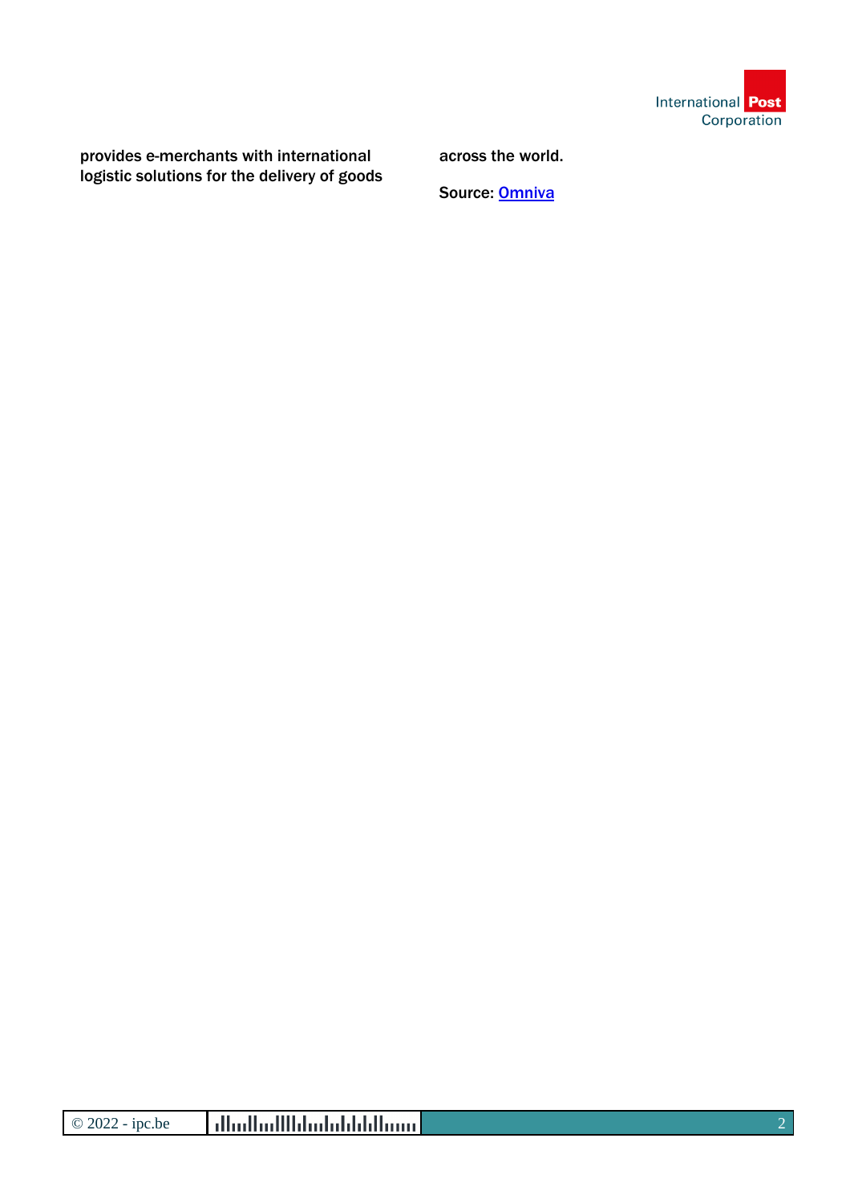**provides e-merchants with international logistic solutions for the delivery of goods across the world.**

**Source: [Omniva]**